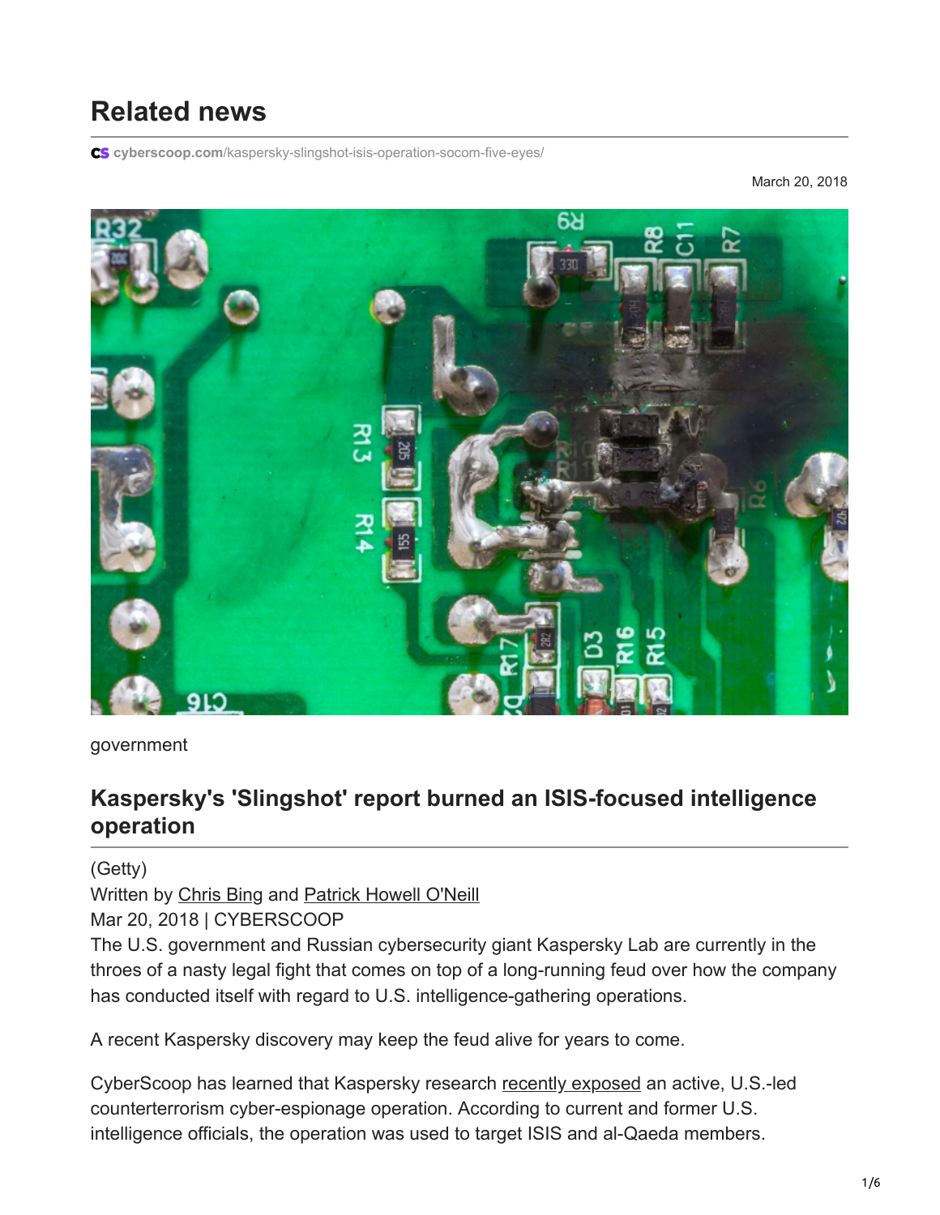# Related news

cyberscoop.com/kaspersky-slingshot-isis-operation-socom-five-eyes/

March 20, 2018

government

## Kaspersky's 'Slingshot' report burned an ISIS-focused intelligence operation

(Getty)

Written by Chris Bing and Patrick Howell O'Neill

Mar 20, 2018 | CYBERSCOOP

The U.S. government and Russian cybersecurity giant Kaspersky Lab are currently in the throes of a nasty legal fight that comes on top of a long-running feud over how the company has conducted itself with regard to U.S. intelligence-gathering operations.

A recent Kaspersky discovery may keep the feud alive for years to come.

CyberScoop has learned that Kaspersky research recently exposed an active, U.S.-led counterterrorism cyber-espionage operation. According to current and former U.S. intelligence officials, the operation was used to target ISIS and al-Qaeda members.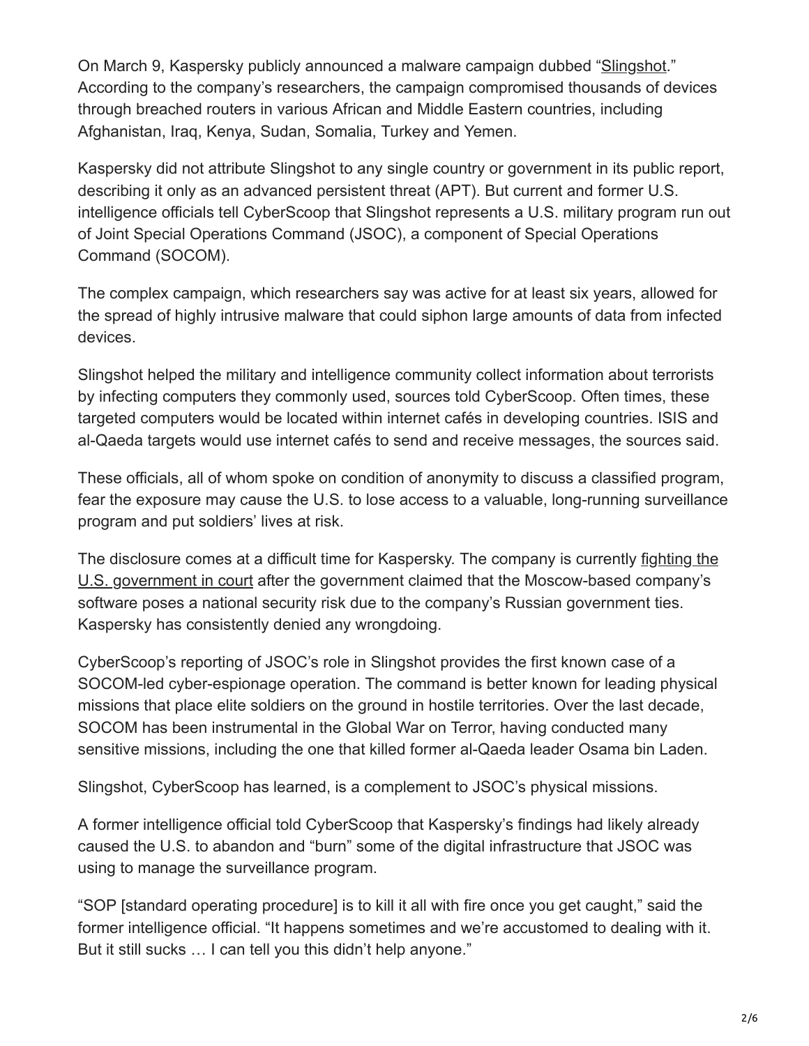On March 9, Kaspersky publicly announced a malware campaign dubbed "Slingshot." According to the company's researchers, the campaign compromised thousands of devices through breached routers in various African and Middle Eastern countries, including Afghanistan, Iraq, Kenya, Sudan, Somalia, Turkey and Yemen.

Kaspersky did not attribute Slingshot to any single country or government in its public report, describing it only as an advanced persistent threat (APT). But current and former U.S. intelligence officials tell CyberScoop that Slingshot represents a U.S. military program run out of Joint Special Operations Command (JSOC), a component of Special Operations Command (SOCOM).

The complex campaign, which researchers say was active for at least six years, allowed for the spread of highly intrusive malware that could siphon large amounts of data from infected devices.

Slingshot helped the military and intelligence community collect information about terrorists by infecting computers they commonly used, sources told CyberScoop. Often times, these targeted computers would be located within internet cafés in developing countries. ISIS and al-Qaeda targets would use internet cafés to send and receive messages, the sources said.

These officials, all of whom spoke on condition of anonymity to discuss a classified program, fear the exposure may cause the U.S. to lose access to a valuable, long-running surveillance program and put soldiers' lives at risk.

The disclosure comes at a difficult time for Kaspersky. The company is currently fighting the U.S. government in court after the government claimed that the Moscow-based company's software poses a national security risk due to the company's Russian government ties. Kaspersky has consistently denied any wrongdoing.

CyberScoop's reporting of JSOC's role in Slingshot provides the first known case of a SOCOM-led cyber-espionage operation. The command is better known for leading physical missions that place elite soldiers on the ground in hostile territories. Over the last decade, SOCOM has been instrumental in the Global War on Terror, having conducted many sensitive missions, including the one that killed former al-Qaeda leader Osama bin Laden.

Slingshot, CyberScoop has learned, is a complement to JSOC's physical missions.

A former intelligence official told CyberScoop that Kaspersky's findings had likely already caused the U.S. to abandon and "burn" some of the digital infrastructure that JSOC was using to manage the surveillance program.

"SOP [standard operating procedure] is to kill it all with fire once you get caught," said the former intelligence official. "It happens sometimes and we're accustomed to dealing with it. But it still sucks … I can tell you this didn't help anyone."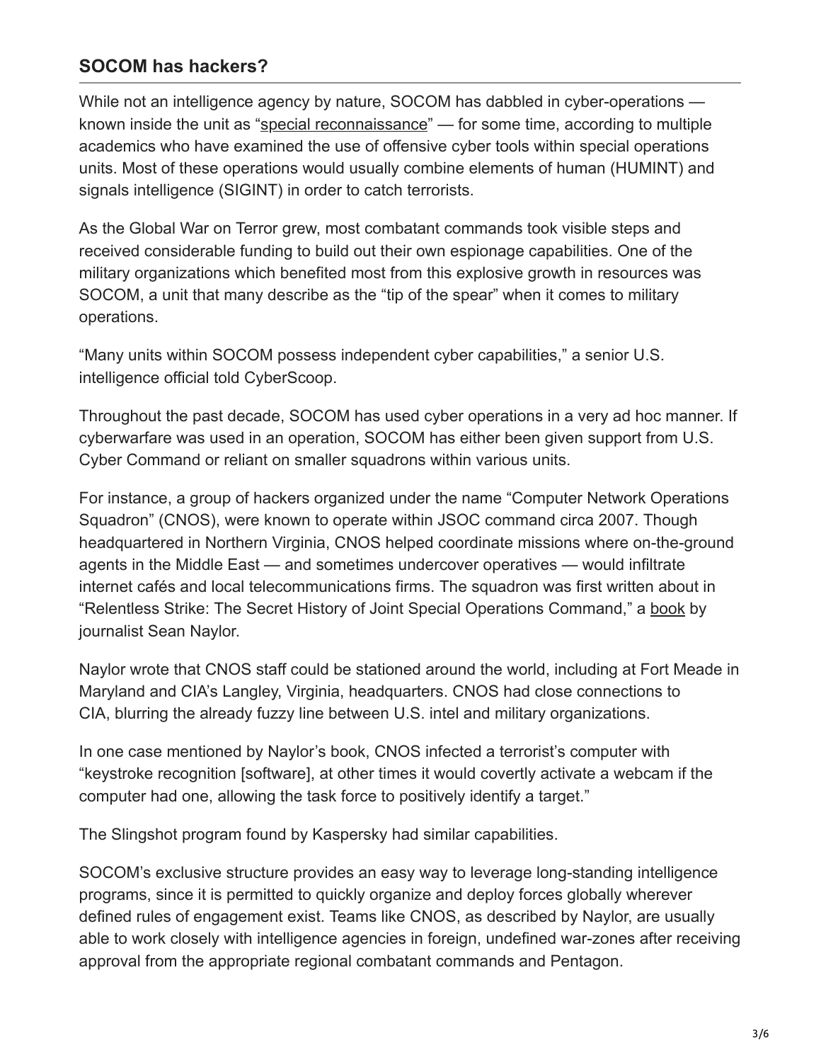## SOCOM has hackers?

While not an intelligence agency by nature, SOCOM has dabbled in cyber-operations — known inside the unit as "special reconnaissance" — for some time, according to multiple academics who have examined the use of offensive cyber tools within special operations units. Most of these operations would usually combine elements of human (HUMINT) and signals intelligence (SIGINT) in order to catch terrorists.

As the Global War on Terror grew, most combatant commands took visible steps and received considerable funding to build out their own espionage capabilities. One of the military organizations which benefited most from this explosive growth in resources was SOCOM, a unit that many describe as the "tip of the spear" when it comes to military operations.

"Many units within SOCOM possess independent cyber capabilities," a senior U.S. intelligence official told CyberScoop.

Throughout the past decade, SOCOM has used cyber operations in a very ad hoc manner. If cyberwarfare was used in an operation, SOCOM has either been given support from U.S. Cyber Command or reliant on smaller squadrons within various units.

For instance, a group of hackers organized under the name "Computer Network Operations Squadron" (CNOS), were known to operate within JSOC command circa 2007. Though headquartered in Northern Virginia, CNOS helped coordinate missions where on-the-ground agents in the Middle East — and sometimes undercover operatives — would infiltrate internet cafés and local telecommunications firms. The squadron was first written about in "Relentless Strike: The Secret History of Joint Special Operations Command," a book by journalist Sean Naylor.

Naylor wrote that CNOS staff could be stationed around the world, including at Fort Meade in Maryland and CIA's Langley, Virginia, headquarters. CNOS had close connections to CIA, blurring the already fuzzy line between U.S. intel and military organizations.

In one case mentioned by Naylor's book, CNOS infected a terrorist's computer with "keystroke recognition [software], at other times it would covertly activate a webcam if the computer had one, allowing the task force to positively identify a target."

The Slingshot program found by Kaspersky had similar capabilities.

SOCOM's exclusive structure provides an easy way to leverage long-standing intelligence programs, since it is permitted to quickly organize and deploy forces globally wherever defined rules of engagement exist. Teams like CNOS, as described by Naylor, are usually able to work closely with intelligence agencies in foreign, undefined war-zones after receiving approval from the appropriate regional combatant commands and Pentagon.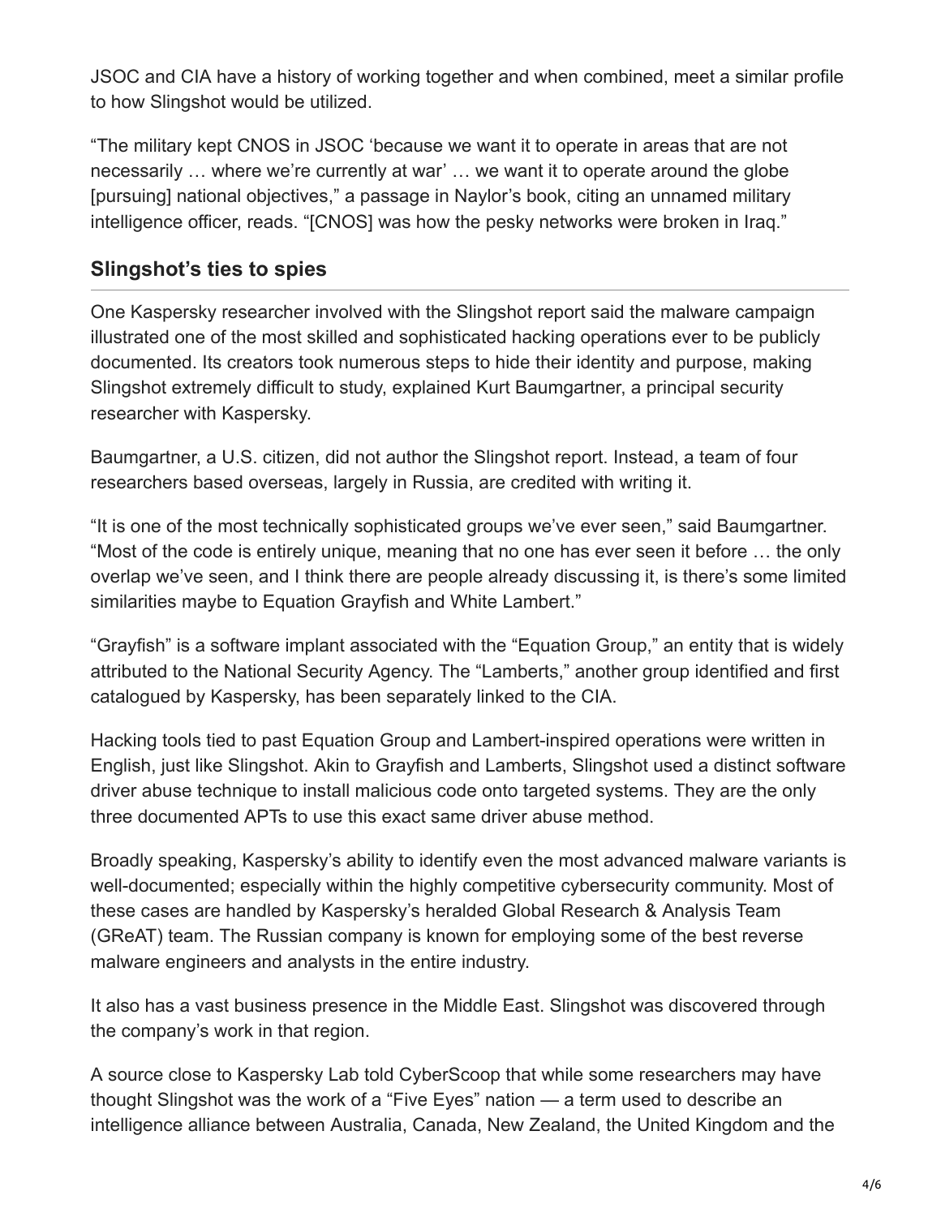JSOC and CIA have a history of working together and when combined, meet a similar profile to how Slingshot would be utilized.

"The military kept CNOS in JSOC 'because we want it to operate in areas that are not necessarily … where we're currently at war' … we want it to operate around the globe [pursuing] national objectives," a passage in Naylor's book, citing an unnamed military intelligence officer, reads. "[CNOS] was how the pesky networks were broken in Iraq."

## Slingshot's ties to spies

One Kaspersky researcher involved with the Slingshot report said the malware campaign illustrated one of the most skilled and sophisticated hacking operations ever to be publicly documented. Its creators took numerous steps to hide their identity and purpose, making Slingshot extremely difficult to study, explained Kurt Baumgartner, a principal security researcher with Kaspersky.

Baumgartner, a U.S. citizen, did not author the Slingshot report. Instead, a team of four researchers based overseas, largely in Russia, are credited with writing it.

"It is one of the most technically sophisticated groups we've ever seen," said Baumgartner. "Most of the code is entirely unique, meaning that no one has ever seen it before … the only overlap we've seen, and I think there are people already discussing it, is there's some limited similarities maybe to Equation Grayfish and White Lambert."

"Grayfish" is a software implant associated with the "Equation Group," an entity that is widely attributed to the National Security Agency. The "Lamberts," another group identified and first catalogued by Kaspersky, has been separately linked to the CIA.

Hacking tools tied to past Equation Group and Lambert-inspired operations were written in English, just like Slingshot. Akin to Grayfish and Lamberts, Slingshot used a distinct software driver abuse technique to install malicious code onto targeted systems. They are the only three documented APTs to use this exact same driver abuse method.

Broadly speaking, Kaspersky's ability to identify even the most advanced malware variants is well-documented; especially within the highly competitive cybersecurity community. Most of these cases are handled by Kaspersky's heralded Global Research & Analysis Team (GReAT) team. The Russian company is known for employing some of the best reverse malware engineers and analysts in the entire industry.

It also has a vast business presence in the Middle East. Slingshot was discovered through the company's work in that region.

A source close to Kaspersky Lab told CyberScoop that while some researchers may have thought Slingshot was the work of a "Five Eyes" nation — a term used to describe an intelligence alliance between Australia, Canada, New Zealand, the United Kingdom and the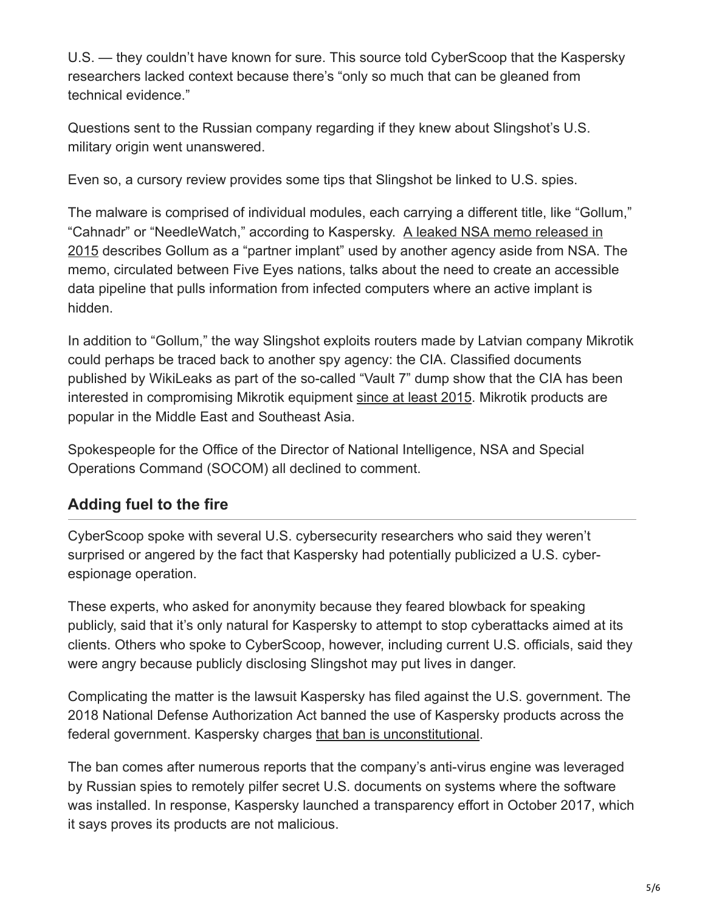U.S. — they couldn't have known for sure. This source told CyberScoop that the Kaspersky researchers lacked context because there's "only so much that can be gleaned from technical evidence."

Questions sent to the Russian company regarding if they knew about Slingshot's U.S. military origin went unanswered.

Even so, a cursory review provides some tips that Slingshot be linked to U.S. spies.

The malware is comprised of individual modules, each carrying a different title, like "Gollum," "Cahnadr" or "NeedleWatch," according to Kaspersky. A leaked NSA memo released in 2015 describes Gollum as a "partner implant" used by another agency aside from NSA. The memo, circulated between Five Eyes nations, talks about the need to create an accessible data pipeline that pulls information from infected computers where an active implant is hidden.

In addition to "Gollum," the way Slingshot exploits routers made by Latvian company Mikrotik could perhaps be traced back to another spy agency: the CIA. Classified documents published by WikiLeaks as part of the so-called "Vault 7" dump show that the CIA has been interested in compromising Mikrotik equipment since at least 2015. Mikrotik products are popular in the Middle East and Southeast Asia.

Spokespeople for the Office of the Director of National Intelligence, NSA and Special Operations Command (SOCOM) all declined to comment.

## Adding fuel to the fire

CyberScoop spoke with several U.S. cybersecurity researchers who said they weren't surprised or angered by the fact that Kaspersky had potentially publicized a U.S. cyber-espionage operation.

These experts, who asked for anonymity because they feared blowback for speaking publicly, said that it's only natural for Kaspersky to attempt to stop cyberattacks aimed at its clients. Others who spoke to CyberScoop, however, including current U.S. officials, said they were angry because publicly disclosing Slingshot may put lives in danger.

Complicating the matter is the lawsuit Kaspersky has filed against the U.S. government. The 2018 National Defense Authorization Act banned the use of Kaspersky products across the federal government. Kaspersky charges that ban is unconstitutional.

The ban comes after numerous reports that the company's anti-virus engine was leveraged by Russian spies to remotely pilfer secret U.S. documents on systems where the software was installed. In response, Kaspersky launched a transparency effort in October 2017, which it says proves its products are not malicious.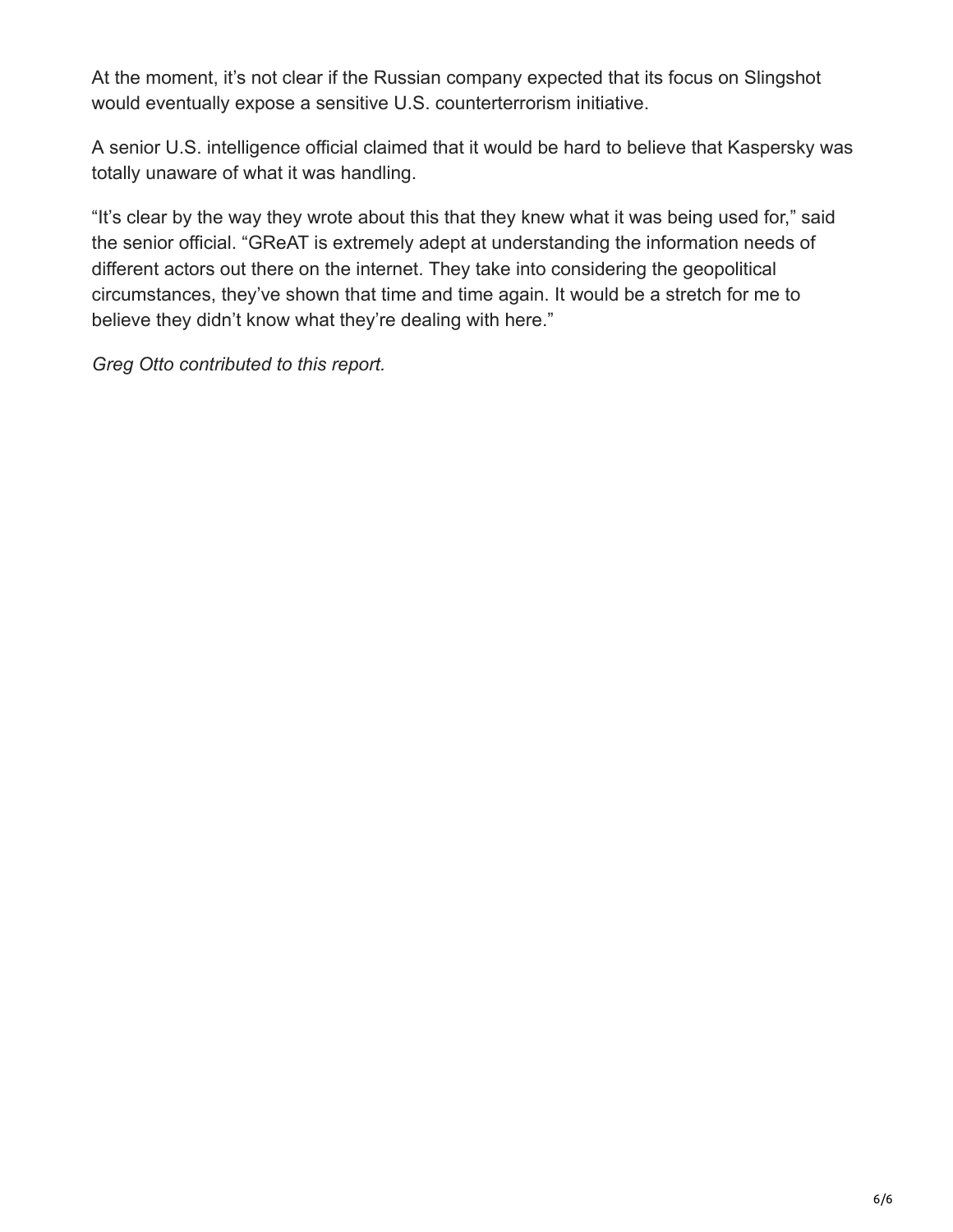At the moment, it's not clear if the Russian company expected that its focus on Slingshot would eventually expose a sensitive U.S. counterterrorism initiative.

A senior U.S. intelligence official claimed that it would be hard to believe that Kaspersky was totally unaware of what it was handling.

"It's clear by the way they wrote about this that they knew what it was being used for," said the senior official. "GReAT is extremely adept at understanding the information needs of different actors out there on the internet. They take into considering the geopolitical circumstances, they've shown that time and time again. It would be a stretch for me to believe they didn't know what they're dealing with here."

*Greg Otto contributed to this report.*